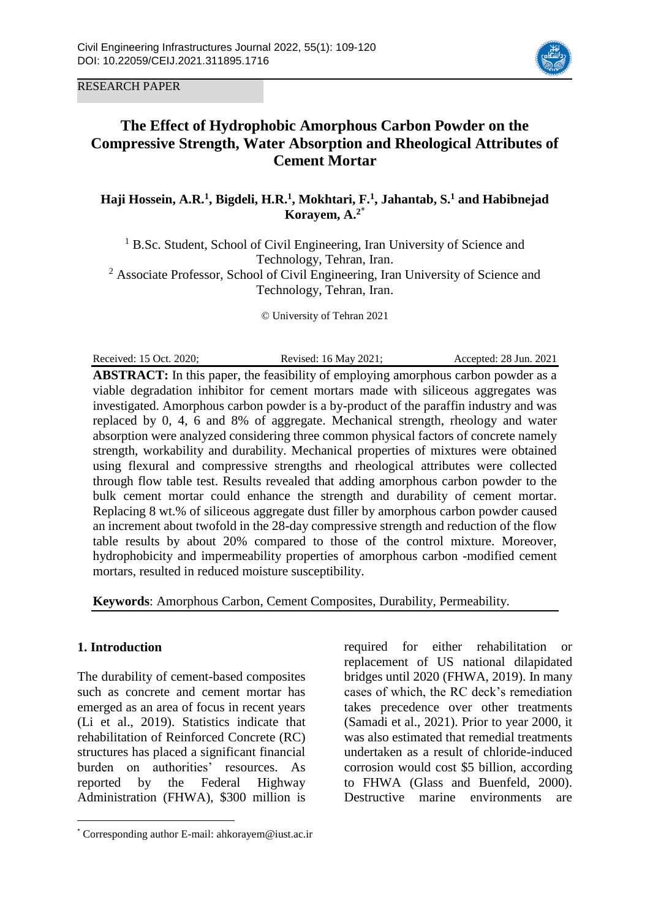RESEARCH PAPER

# The Effect of Hydrophobic Amorphous Carbon Powder on the Compressive Strength, Water Absorption and Rheological Attributes of Cement Mortar

**Haji Hossein, A.R.[1], Bigdeli, H.R.[1], Mokhtari, F.[1], Jahantab, S.[1] and Habibnejad Korayem, A.[2*]**

[1] B.Sc. Student, School of Civil Engineering, Iran University of Science and Technology, Tehran, Iran.
[2] Associate Professor, School of Civil Engineering, Iran University of Science and Technology, Tehran, Iran.

© University of Tehran 2021

Received: 15 Oct. 2020; Revised: 16 May 2021; Accepted: 28 Jun. 2021

**ABSTRACT:** In this paper, the feasibility of employing amorphous carbon powder as a viable degradation inhibitor for cement mortars made with siliceous aggregates was investigated. Amorphous carbon powder is a by-product of the paraffin industry and was replaced by 0, 4, 6 and 8% of aggregate. Mechanical strength, rheology and water absorption were analyzed considering three common physical factors of concrete namely strength, workability and durability. Mechanical properties of mixtures were obtained using flexural and compressive strengths and rheological attributes were collected through flow table test. Results revealed that adding amorphous carbon powder to the bulk cement mortar could enhance the strength and durability of cement mortar. Replacing 8 wt.% of siliceous aggregate dust filler by amorphous carbon powder caused an increment about twofold in the 28-day compressive strength and reduction of the flow table results by about 20% compared to those of the control mixture. Moreover, hydrophobicity and impermeability properties of amorphous carbon -modified cement mortars, resulted in reduced moisture susceptibility.

**Keywords**: Amorphous Carbon, Cement Composites, Durability, Permeability.

## 1. Introduction

The durability of cement-based composites such as concrete and cement mortar has emerged as an area of focus in recent years (Li et al., 2019). Statistics indicate that rehabilitation of Reinforced Concrete (RC) structures has placed a significant financial burden on authorities' resources. As reported by the Federal Highway Administration (FHWA), $300 million is required for either rehabilitation or replacement of US national dilapidated bridges until 2020 (FHWA, 2019). In many cases of which, the RC deck's remediation takes precedence over other treatments (Samadi et al., 2021). Prior to year 2000, it was also estimated that remedial treatments undertaken as a result of chloride-induced corrosion would cost $5 billion, according to FHWA (Glass and Buenfeld, 2000). Destructive marine environments are

[*] Corresponding author E-mail: ahkorayem@iust.ac.ir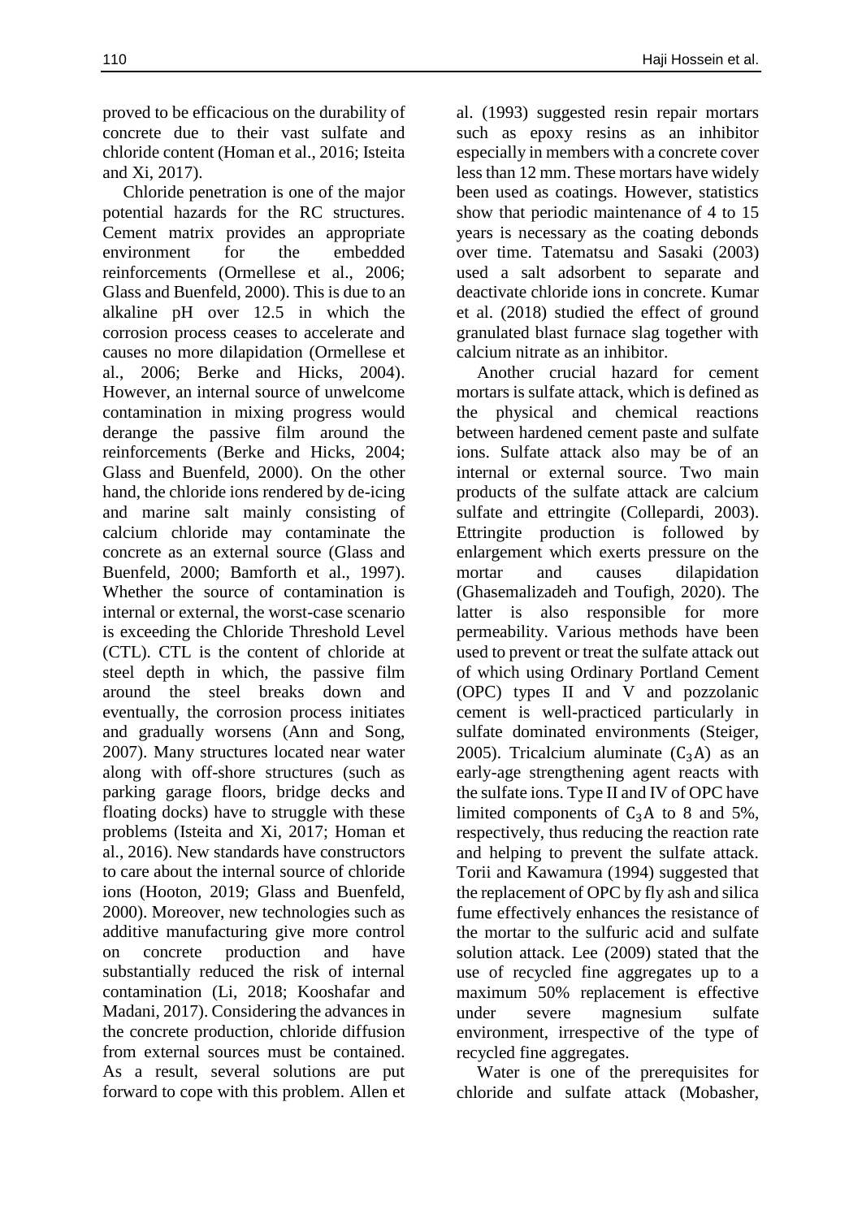proved to be efficacious on the durability of concrete due to their vast sulfate and chloride content (Homan et al., 2016; Isteita and Xi, 2017).

Chloride penetration is one of the major potential hazards for the RC structures. Cement matrix provides an appropriate environment for the embedded reinforcements (Ormellese et al., 2006; Glass and Buenfeld, 2000). This is due to an alkaline pH over 12.5 in which the corrosion process ceases to accelerate and causes no more dilapidation (Ormellese et al., 2006; Berke and Hicks, 2004). However, an internal source of unwelcome contamination in mixing progress would derange the passive film around the reinforcements (Berke and Hicks, 2004; Glass and Buenfeld, 2000). On the other hand, the chloride ions rendered by de-icing and marine salt mainly consisting of calcium chloride may contaminate the concrete as an external source (Glass and Buenfeld, 2000; Bamforth et al., 1997). Whether the source of contamination is internal or external, the worst-case scenario is exceeding the Chloride Threshold Level (CTL). CTL is the content of chloride at steel depth in which, the passive film around the steel breaks down and eventually, the corrosion process initiates and gradually worsens (Ann and Song, 2007). Many structures located near water along with off-shore structures (such as parking garage floors, bridge decks and floating docks) have to struggle with these problems (Isteita and Xi, 2017; Homan et al., 2016). New standards have constructors to care about the internal source of chloride ions (Hooton, 2019; Glass and Buenfeld, 2000). Moreover, new technologies such as additive manufacturing give more control on concrete production and have substantially reduced the risk of internal contamination (Li, 2018; Kooshafar and Madani, 2017). Considering the advances in the concrete production, chloride diffusion from external sources must be contained. As a result, several solutions are put forward to cope with this problem. Allen et al. (1993) suggested resin repair mortars such as epoxy resins as an inhibitor especially in members with a concrete cover less than 12 mm. These mortars have widely been used as coatings. However, statistics show that periodic maintenance of 4 to 15 years is necessary as the coating debonds over time. Tatematsu and Sasaki (2003) used a salt adsorbent to separate and deactivate chloride ions in concrete. Kumar et al. (2018) studied the effect of ground granulated blast furnace slag together with calcium nitrate as an inhibitor.

Another crucial hazard for cement mortars is sulfate attack, which is defined as the physical and chemical reactions between hardened cement paste and sulfate ions. Sulfate attack also may be of an internal or external source. Two main products of the sulfate attack are calcium sulfate and ettringite (Collepardi, 2003). Ettringite production is followed by enlargement which exerts pressure on the mortar and causes dilapidation (Ghasemalizadeh and Toufigh, 2020). The latter is also responsible for more permeability. Various methods have been used to prevent or treat the sulfate attack out of which using Ordinary Portland Cement (OPC) types II and V and pozzolanic cement is well-practiced particularly in sulfate dominated environments (Steiger, 2005). Tricalcium aluminate ($C_3A$) as an early-age strengthening agent reacts with the sulfate ions. Type II and IV of OPC have limited components of $C_3A$ to 8 and 5%, respectively, thus reducing the reaction rate and helping to prevent the sulfate attack. Torii and Kawamura (1994) suggested that the replacement of OPC by fly ash and silica fume effectively enhances the resistance of the mortar to the sulfuric acid and sulfate solution attack. Lee (2009) stated that the use of recycled fine aggregates up to a maximum 50% replacement is effective under severe magnesium sulfate environment, irrespective of the type of recycled fine aggregates.

Water is one of the prerequisites for chloride and sulfate attack (Mobasher,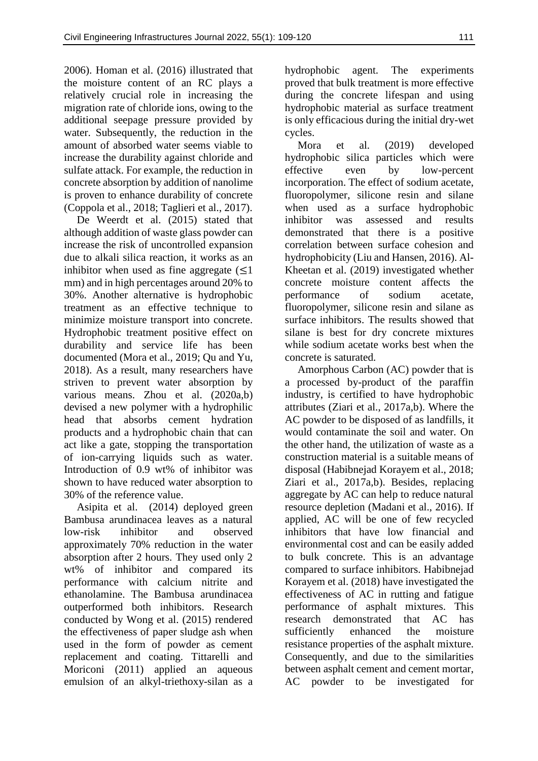2006). Homan et al. (2016) illustrated that the moisture content of an RC plays a relatively crucial role in increasing the migration rate of chloride ions, owing to the additional seepage pressure provided by water. Subsequently, the reduction in the amount of absorbed water seems viable to increase the durability against chloride and sulfate attack. For example, the reduction in concrete absorption by addition of nanolime is proven to enhance durability of concrete (Coppola et al., 2018; Taglieri et al., 2017).

De Weerdt et al. (2015) stated that although addition of waste glass powder can increase the risk of uncontrolled expansion due to alkali silica reaction, it works as an inhibitor when used as fine aggregate ($\leq$1 mm) and in high percentages around 20% to 30%. Another alternative is hydrophobic treatment as an effective technique to minimize moisture transport into concrete. Hydrophobic treatment positive effect on durability and service life has been documented (Mora et al., 2019; Qu and Yu, 2018). As a result, many researchers have striven to prevent water absorption by various means. Zhou et al. (2020a,b) devised a new polymer with a hydrophilic head that absorbs cement hydration products and a hydrophobic chain that can act like a gate, stopping the transportation of ion-carrying liquids such as water. Introduction of 0.9 wt% of inhibitor was shown to have reduced water absorption to 30% of the reference value.

Asipita et al. (2014) deployed green Bambusa arundinacea leaves as a natural low-risk inhibitor and observed approximately 70% reduction in the water absorption after 2 hours. They used only 2 wt% of inhibitor and compared its performance with calcium nitrite and ethanolamine. The Bambusa arundinacea outperformed both inhibitors. Research conducted by Wong et al. (2015) rendered the effectiveness of paper sludge ash when used in the form of powder as cement replacement and coating. Tittarelli and Moriconi (2011) applied an aqueous emulsion of an alkyl-triethoxy-silan as a hydrophobic agent. The experiments proved that bulk treatment is more effective during the concrete lifespan and using hydrophobic material as surface treatment is only efficacious during the initial dry-wet cycles.

Mora et al. (2019) developed hydrophobic silica particles which were effective even by low-percent incorporation. The effect of sodium acetate, fluoropolymer, silicone resin and silane when used as a surface hydrophobic inhibitor was assessed and results demonstrated that there is a positive correlation between surface cohesion and hydrophobicity (Liu and Hansen, 2016). Al-Kheetan et al. (2019) investigated whether concrete moisture content affects the performance of sodium acetate, fluoropolymer, silicone resin and silane as surface inhibitors. The results showed that silane is best for dry concrete mixtures while sodium acetate works best when the concrete is saturated.

Amorphous Carbon (AC) powder that is a processed by-product of the paraffin industry, is certified to have hydrophobic attributes (Ziari et al., 2017a,b). Where the AC powder to be disposed of as landfills, it would contaminate the soil and water. On the other hand, the utilization of waste as a construction material is a suitable means of disposal (Habibnejad Korayem et al., 2018; Ziari et al., 2017a,b). Besides, replacing aggregate by AC can help to reduce natural resource depletion (Madani et al., 2016). If applied, AC will be one of few recycled inhibitors that have low financial and environmental cost and can be easily added to bulk concrete. This is an advantage compared to surface inhibitors. Habibnejad Korayem et al. (2018) have investigated the effectiveness of AC in rutting and fatigue performance of asphalt mixtures. This research demonstrated that AC has sufficiently enhanced the moisture resistance properties of the asphalt mixture. Consequently, and due to the similarities between asphalt cement and cement mortar, AC powder to be investigated for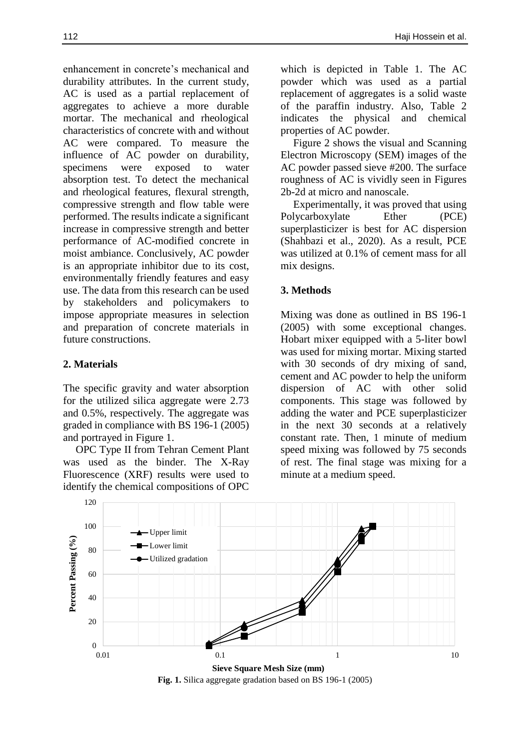enhancement in concrete's mechanical and durability attributes. In the current study, AC is used as a partial replacement of aggregates to achieve a more durable mortar. The mechanical and rheological characteristics of concrete with and without AC were compared. To measure the influence of AC powder on durability, specimens were exposed to water absorption test. To detect the mechanical and rheological features, flexural strength, compressive strength and flow table were performed. The results indicate a significant increase in compressive strength and better performance of AC-modified concrete in moist ambiance. Conclusively, AC powder is an appropriate inhibitor due to its cost, environmentally friendly features and easy use. The data from this research can be used by stakeholders and policymakers to impose appropriate measures in selection and preparation of concrete materials in future constructions.

## 2. Materials

The specific gravity and water absorption for the utilized silica aggregate were 2.73 and 0.5%, respectively. The aggregate was graded in compliance with BS 196-1 (2005) and portrayed in Figure 1.

OPC Type II from Tehran Cement Plant was used as the binder. The X-Ray Fluorescence (XRF) results were used to identify the chemical compositions of OPC which is depicted in Table 1. The AC powder which was used as a partial replacement of aggregates is a solid waste of the paraffin industry. Also, Table 2 indicates the physical and chemical properties of AC powder.

Figure 2 shows the visual and Scanning Electron Microscopy (SEM) images of the AC powder passed sieve #200. The surface roughness of AC is vividly seen in Figures 2b-2d at micro and nanoscale.

Experimentally, it was proved that using Polycarboxylate Ether (PCE) superplasticizer is best for AC dispersion (Shahbazi et al., 2020). As a result, PCE was utilized at 0.1% of cement mass for all mix designs.

## 3. Methods

Mixing was done as outlined in BS 196-1 (2005) with some exceptional changes. Hobart mixer equipped with a 5-liter bowl was used for mixing mortar. Mixing started with 30 seconds of dry mixing of sand, cement and AC powder to help the uniform dispersion of AC with other solid components. This stage was followed by adding the water and PCE superplasticizer in the next 30 seconds at a relatively constant rate. Then, 1 minute of medium speed mixing was followed by 75 seconds of rest. The final stage was mixing for a minute at a medium speed.

**Fig. 1.** Silica aggregate gradation based on BS 196-1 (2005)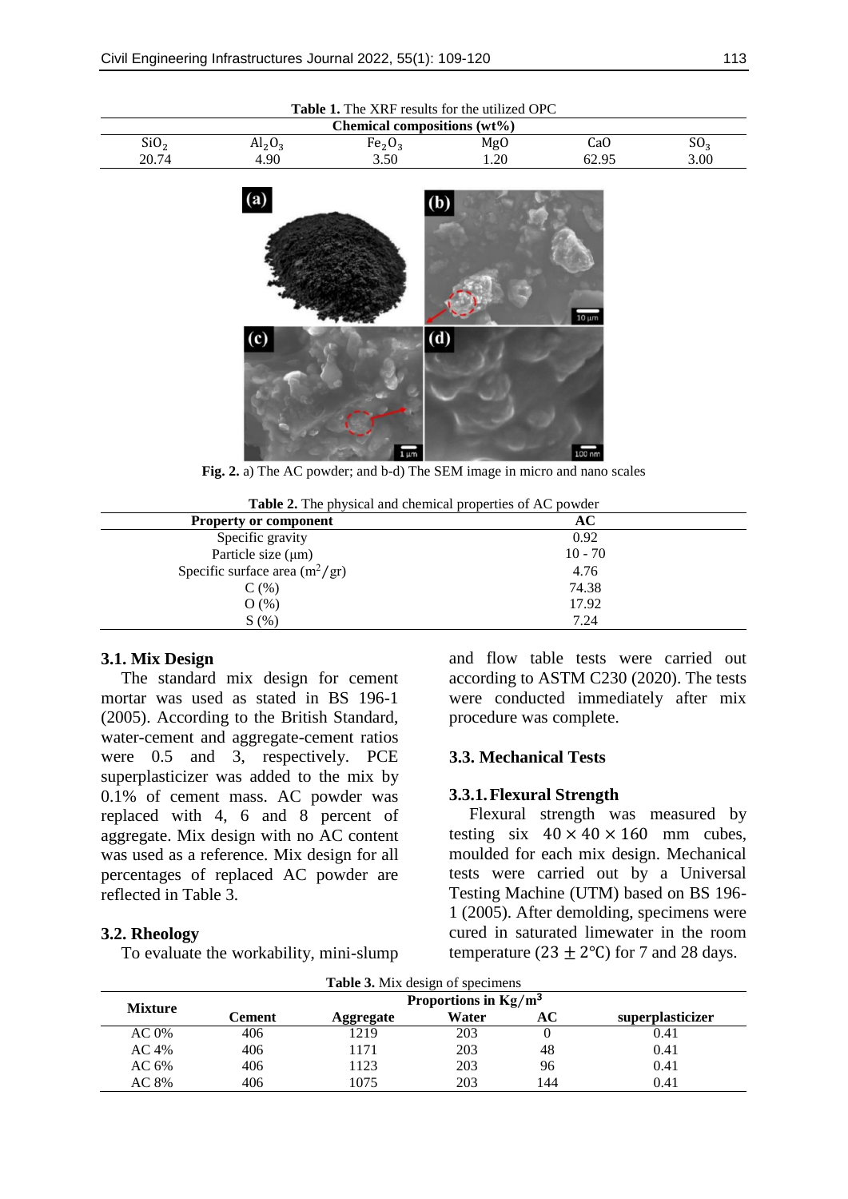**Table 1.** The XRF results for the utilized OPC

| Chemical compositions (wt%) | | | | | |
|---|---|---|---|---|---|
| $SiO_2$ | $Al_2O_3$ | $Fe_2O_3$ | MgO | CaO | $SO_3$ |
| 20.74 | 4.90 | 3.50 | 1.20 | 62.95 | 3.00 |

**Fig. 2.** a) The AC powder; and b-d) The SEM image in micro and nano scales

**Table 2.** The physical and chemical properties of AC powder

| Property or component | AC |
|---|---|
| Specific gravity | 0.92 |
| Particle size (μm) | 10 - 70 |
| Specific surface area ($m^2/gr$) | 4.76 |
| C (%) | 74.38 |
| O (%) | 17.92 |
| S (%) | 7.24 |

### 3.1. Mix Design

The standard mix design for cement mortar was used as stated in BS 196-1 (2005). According to the British Standard, water-cement and aggregate-cement ratios were 0.5 and 3, respectively. PCE superplasticizer was added to the mix by 0.1% of cement mass. AC powder was replaced with 4, 6 and 8 percent of aggregate. Mix design with no AC content was used as a reference. Mix design for all percentages of replaced AC powder are reflected in Table 3.

### 3.2. Rheology

To evaluate the workability, mini-slump and flow table tests were carried out according to ASTM C230 (2020). The tests were conducted immediately after mix procedure was complete.

### 3.3. Mechanical Tests

#### 3.3.1. Flexural Strength

Flexural strength was measured by testing six $40 \times 40 \times 160$ mm cubes, moulded for each mix design. Mechanical tests were carried out by a Universal Testing Machine (UTM) based on BS 196-1 (2005). After demolding, specimens were cured in saturated limewater in the room temperature ($23 \pm 2$℃) for 7 and 28 days.

**Table 3.** Mix design of specimens

| Mixture | Proportions in $Kg/m^3$ | | | | |
|---|---|---|---|---|---|
| | Cement | Aggregate | Water | AC | superplasticizer |
| AC 0% | 406 | 1219 | 203 | 0 | 0.41 |
| AC 4% | 406 | 1171 | 203 | 48 | 0.41 |
| AC 6% | 406 | 1123 | 203 | 96 | 0.41 |
| AC 8% | 406 | 1075 | 203 | 144 | 0.41 |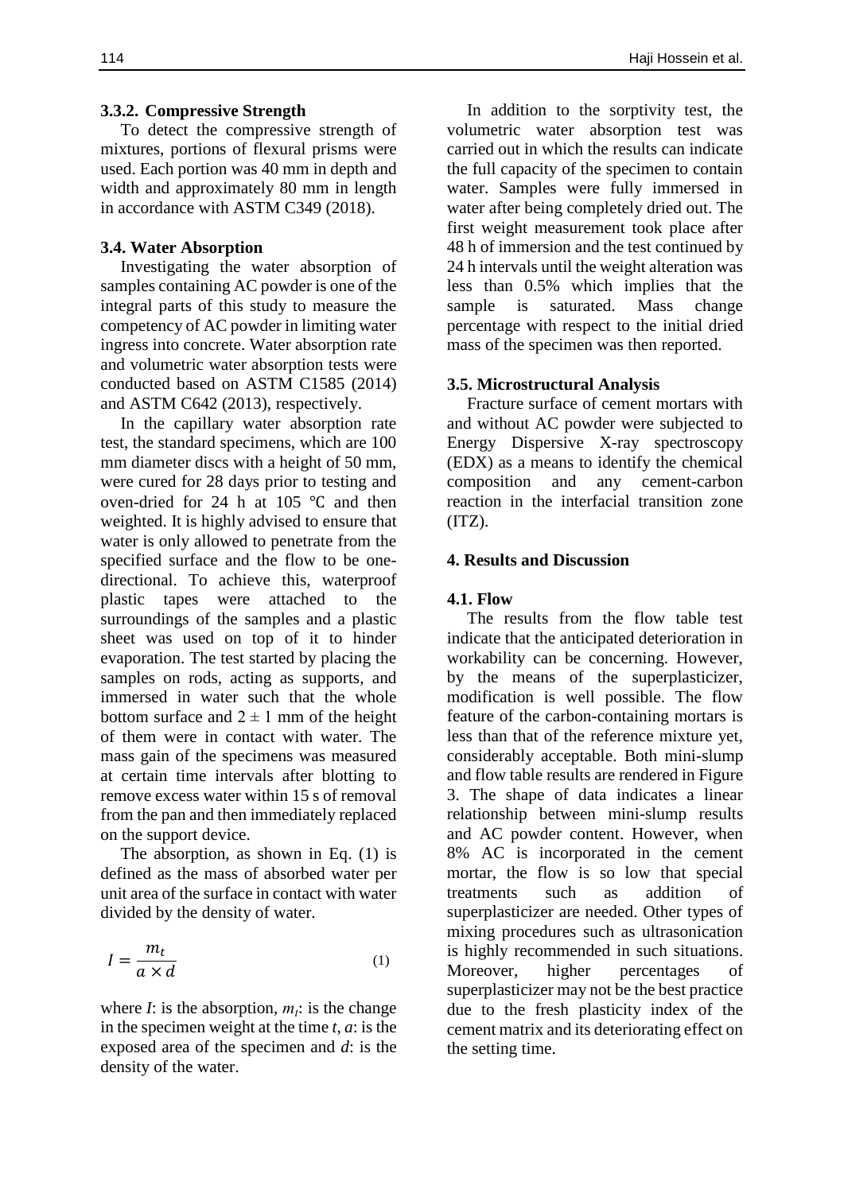### 3.3.2. Compressive Strength

To detect the compressive strength of mixtures, portions of flexural prisms were used. Each portion was 40 mm in depth and width and approximately 80 mm in length in accordance with ASTM C349 (2018).

### 3.4. Water Absorption

Investigating the water absorption of samples containing AC powder is one of the integral parts of this study to measure the competency of AC powder in limiting water ingress into concrete. Water absorption rate and volumetric water absorption tests were conducted based on ASTM C1585 (2014) and ASTM C642 (2013), respectively.

In the capillary water absorption rate test, the standard specimens, which are 100 mm diameter discs with a height of 50 mm, were cured for 28 days prior to testing and oven-dried for 24 h at 105 ℃ and then weighted. It is highly advised to ensure that water is only allowed to penetrate from the specified surface and the flow to be one-directional. To achieve this, waterproof plastic tapes were attached to the surroundings of the samples and a plastic sheet was used on top of it to hinder evaporation. The test started by placing the samples on rods, acting as supports, and immersed in water such that the whole bottom surface and $2 \pm 1$ mm of the height of them were in contact with water. The mass gain of the specimens was measured at certain time intervals after blotting to remove excess water within 15 s of removal from the pan and then immediately replaced on the support device.

The absorption, as shown in Eq. (1) is defined as the mass of absorbed water per unit area of the surface in contact with water divided by the density of water.

$$I = \frac{m_t}{a \times d} \tag{1}$$

where $I$: is the absorption, $m_t$: is the change in the specimen weight at the time $t$, $a$: is the exposed area of the specimen and $d$: is the density of the water.

In addition to the sorptivity test, the volumetric water absorption test was carried out in which the results can indicate the full capacity of the specimen to contain water. Samples were fully immersed in water after being completely dried out. The first weight measurement took place after 48 h of immersion and the test continued by 24 h intervals until the weight alteration was less than 0.5% which implies that the sample is saturated. Mass change percentage with respect to the initial dried mass of the specimen was then reported.

### 3.5. Microstructural Analysis

Fracture surface of cement mortars with and without AC powder were subjected to Energy Dispersive X-ray spectroscopy (EDX) as a means to identify the chemical composition and any cement-carbon reaction in the interfacial transition zone (ITZ).

## 4. Results and Discussion

### 4.1. Flow

The results from the flow table test indicate that the anticipated deterioration in workability can be concerning. However, by the means of the superplasticizer, modification is well possible. The flow feature of the carbon-containing mortars is less than that of the reference mixture yet, considerably acceptable. Both mini-slump and flow table results are rendered in Figure 3. The shape of data indicates a linear relationship between mini-slump results and AC powder content. However, when 8% AC is incorporated in the cement mortar, the flow is so low that special treatments such as addition of superplasticizer are needed. Other types of mixing procedures such as ultrasonication is highly recommended in such situations. Moreover, higher percentages of superplasticizer may not be the best practice due to the fresh plasticity index of the cement matrix and its deteriorating effect on the setting time.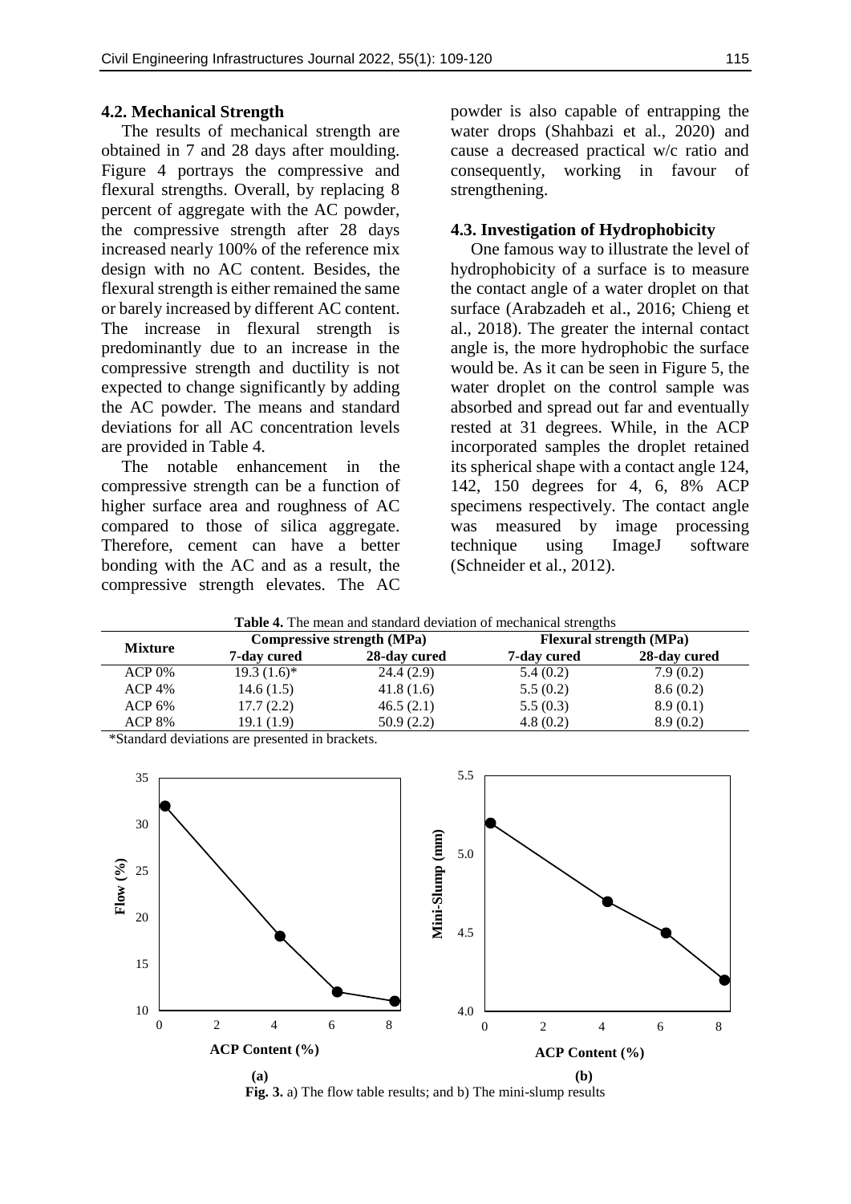### 4.2. Mechanical Strength

The results of mechanical strength are obtained in 7 and 28 days after moulding. Figure 4 portrays the compressive and flexural strengths. Overall, by replacing 8 percent of aggregate with the AC powder, the compressive strength after 28 days increased nearly 100% of the reference mix design with no AC content. Besides, the flexural strength is either remained the same or barely increased by different AC content. The increase in flexural strength is predominantly due to an increase in the compressive strength and ductility is not expected to change significantly by adding the AC powder. The means and standard deviations for all AC concentration levels are provided in Table 4.

The notable enhancement in the compressive strength can be a function of higher surface area and roughness of AC compared to those of silica aggregate. Therefore, cement can have a better bonding with the AC and as a result, the compressive strength elevates. The AC powder is also capable of entrapping the water drops (Shahbazi et al., 2020) and cause a decreased practical w/c ratio and consequently, working in favour of strengthening.

### 4.3. Investigation of Hydrophobicity

One famous way to illustrate the level of hydrophobicity of a surface is to measure the contact angle of a water droplet on that surface (Arabzadeh et al., 2016; Chieng et al., 2018). The greater the internal contact angle is, the more hydrophobic the surface would be. As it can be seen in Figure 5, the water droplet on the control sample was absorbed and spread out far and eventually rested at 31 degrees. While, in the ACP incorporated samples the droplet retained its spherical shape with a contact angle 124, 142, 150 degrees for 4, 6, 8% ACP specimens respectively. The contact angle was measured by image processing technique using ImageJ software (Schneider et al., 2012).

**Table 4.** The mean and standard deviation of mechanical strengths

| Mixture | Compressive strength (MPa) | | Flexural strength (MPa) | |
|---|---|---|---|---|
| | 7-day cured | 28-day cured | 7-day cured | 28-day cured |
| ACP 0% | 19.3 (1.6)* | 24.4 (2.9) | 5.4 (0.2) | 7.9 (0.2) |
| ACP 4% | 14.6 (1.5) | 41.8 (1.6) | 5.5 (0.2) | 8.6 (0.2) |
| ACP 6% | 17.7 (2.2) | 46.5 (2.1) | 5.5 (0.3) | 8.9 (0.1) |
| ACP 8% | 19.1 (1.9) | 50.9 (2.2) | 4.8 (0.2) | 8.9 (0.2) |

*Standard deviations are presented in brackets.

**Fig. 3.** a) The flow table results; and b) The mini-slump results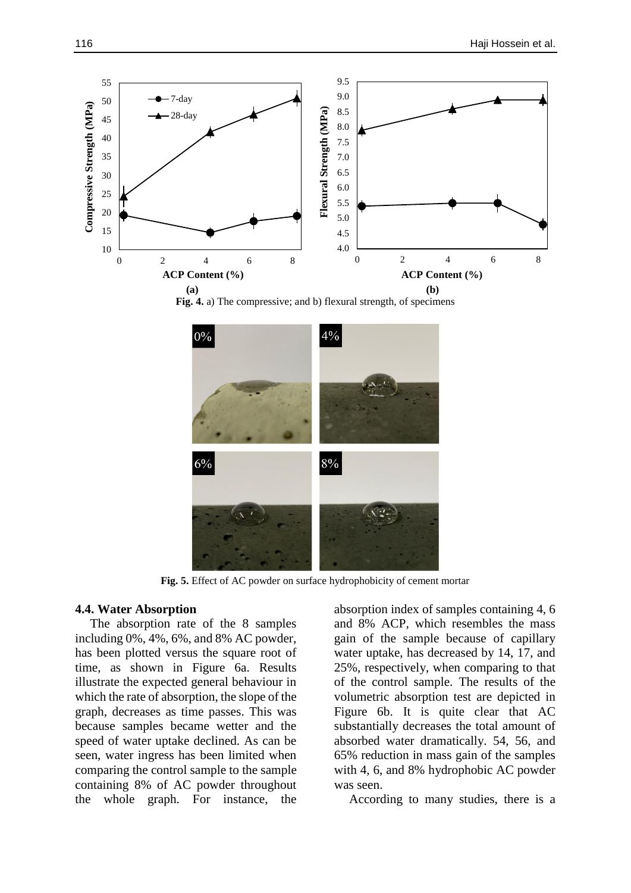Fig. 4. a) The compressive; and b) flexural strength, of specimens

Fig. 5. Effect of AC powder on surface hydrophobicity of cement mortar

### 4.4. Water Absorption

The absorption rate of the 8 samples including 0%, 4%, 6%, and 8% AC powder, has been plotted versus the square root of time, as shown in Figure 6a. Results illustrate the expected general behaviour in which the rate of absorption, the slope of the graph, decreases as time passes. This was because samples became wetter and the speed of water uptake declined. As can be seen, water ingress has been limited when comparing the control sample to the sample containing 8% of AC powder throughout the whole graph. For instance, the absorption index of samples containing 4, 6 and 8% ACP, which resembles the mass gain of the sample because of capillary water uptake, has decreased by 14, 17, and 25%, respectively, when comparing to that of the control sample. The results of the volumetric absorption test are depicted in Figure 6b. It is quite clear that AC substantially decreases the total amount of absorbed water dramatically. 54, 56, and 65% reduction in mass gain of the samples with 4, 6, and 8% hydrophobic AC powder was seen.

According to many studies, there is a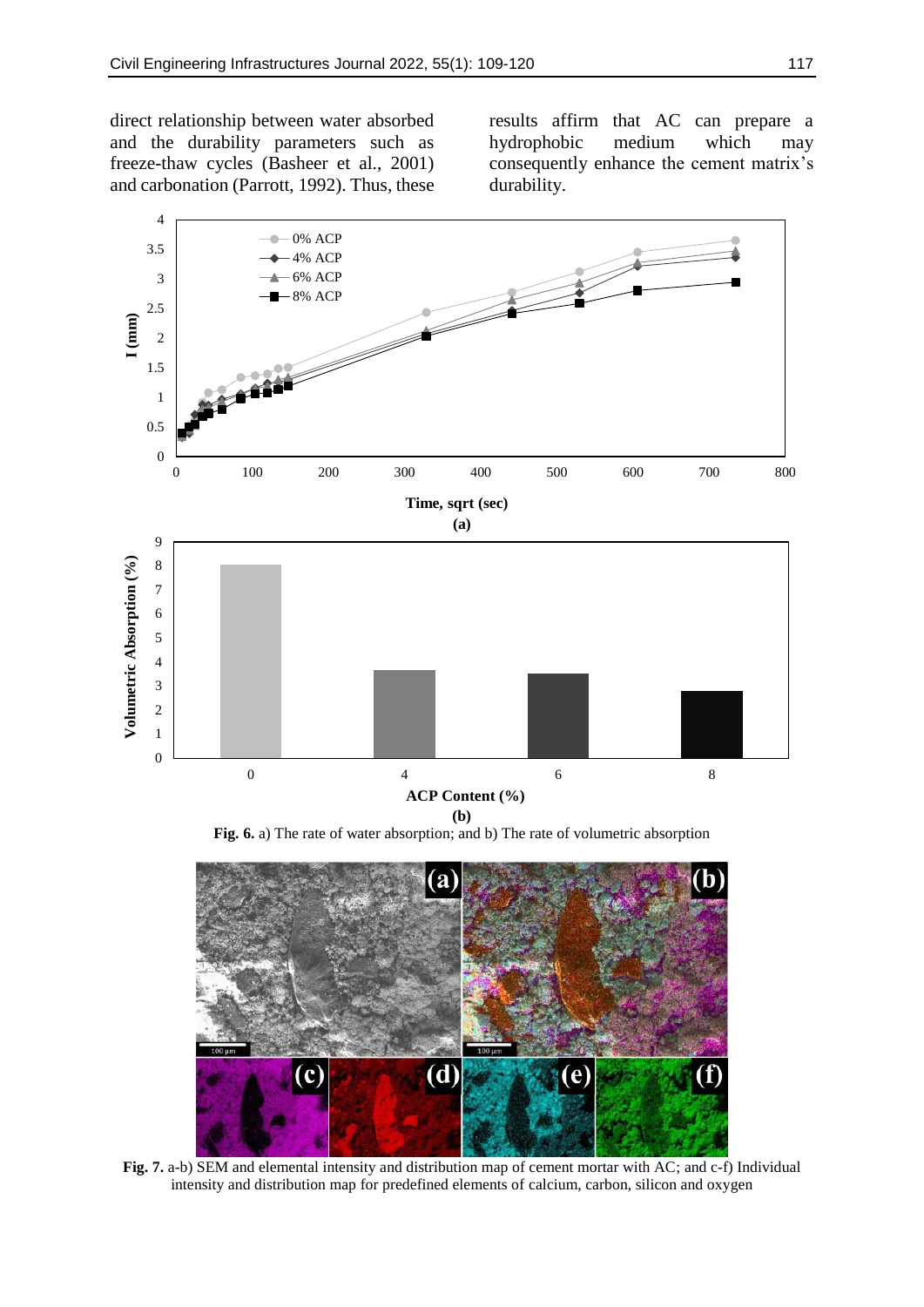direct relationship between water absorbed and the durability parameters such as freeze-thaw cycles (Basheer et al., 2001) and carbonation (Parrott, 1992). Thus, these results affirm that AC can prepare a hydrophobic medium which may consequently enhance the cement matrix's durability.

**Fig. 6.** a) The rate of water absorption; and b) The rate of volumetric absorption

**Fig. 7.** a-b) SEM and elemental intensity and distribution map of cement mortar with AC; and c-f) Individual intensity and distribution map for predefined elements of calcium, carbon, silicon and oxygen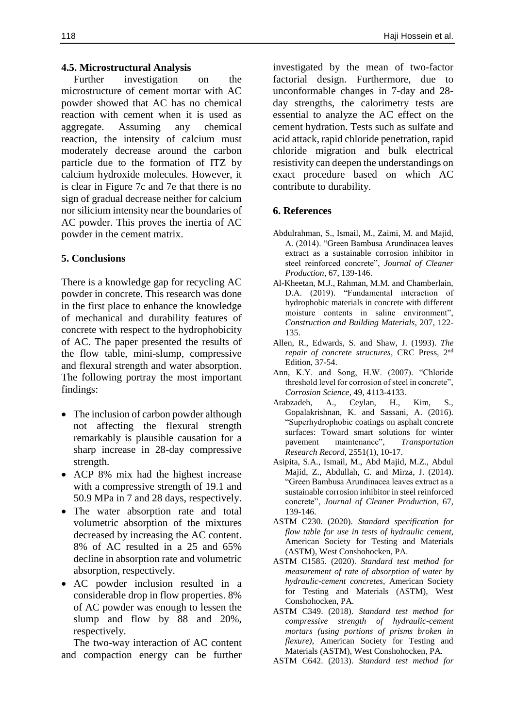### 4.5. Microstructural Analysis

Further investigation on the microstructure of cement mortar with AC powder showed that AC has no chemical reaction with cement when it is used as aggregate. Assuming any chemical reaction, the intensity of calcium must moderately decrease around the carbon particle due to the formation of ITZ by calcium hydroxide molecules. However, it is clear in Figure 7c and 7e that there is no sign of gradual decrease neither for calcium nor silicium intensity near the boundaries of AC powder. This proves the inertia of AC powder in the cement matrix.

## 5. Conclusions

There is a knowledge gap for recycling AC powder in concrete. This research was done in the first place to enhance the knowledge of mechanical and durability features of concrete with respect to the hydrophobicity of AC. The paper presented the results of the flow table, mini-slump, compressive and flexural strength and water absorption. The following portray the most important findings:

- The inclusion of carbon powder although not affecting the flexural strength remarkably is plausible causation for a sharp increase in 28-day compressive strength.
- ACP 8% mix had the highest increase with a compressive strength of 19.1 and 50.9 MPa in 7 and 28 days, respectively.
- The water absorption rate and total volumetric absorption of the mixtures decreased by increasing the AC content. 8% of AC resulted in a 25 and 65% decline in absorption rate and volumetric absorption, respectively.
- AC powder inclusion resulted in a considerable drop in flow properties. 8% of AC powder was enough to lessen the slump and flow by 88 and 20%, respectively.

The two-way interaction of AC content and compaction energy can be further investigated by the mean of two-factor factorial design. Furthermore, due to unconformable changes in 7-day and 28-day strengths, the calorimetry tests are essential to analyze the AC effect on the cement hydration. Tests such as sulfate and acid attack, rapid chloride penetration, rapid chloride migration and bulk electrical resistivity can deepen the understandings on exact procedure based on which AC contribute to durability.

## 6. References

Abdulrahman, S., Ismail, M., Zaimi, M. and Majid, A. (2014). "Green Bambusa Arundinacea leaves extract as a sustainable corrosion inhibitor in steel reinforced concrete", *Journal of Cleaner Production*, 67, 139-146.

Al-Kheetan, M.J., Rahman, M.M. and Chamberlain, D.A. (2019). "Fundamental interaction of hydrophobic materials in concrete with different moisture contents in saline environment", *Construction and Building Materials*, 207, 122-135.

Allen, R., Edwards, S. and Shaw, J. (1993). *The repair of concrete structures*, CRC Press, 2nd Edition, 37-54.

Ann, K.Y. and Song, H.W. (2007). "Chloride threshold level for corrosion of steel in concrete", *Corrosion Science*, 49, 4113-4133.

Arabzadeh, A., Ceylan, H., Kim, S., Gopalakrishnan, K. and Sassani, A. (2016). "Superhydrophobic coatings on asphalt concrete surfaces: Toward smart solutions for winter pavement maintenance", *Transportation Research Record*, 2551(1), 10-17.

Asipita, S.A., Ismail, M., Abd Majid, M.Z., Abdul Majid, Z., Abdullah, C. and Mirza, J. (2014). "Green Bambusa Arundinacea leaves extract as a sustainable corrosion inhibitor in steel reinforced concrete", *Journal of Cleaner Production*, 67, 139-146.

ASTM C230. (2020). *Standard specification for flow table for use in tests of hydraulic cement*, American Society for Testing and Materials (ASTM), West Conshohocken, PA.

ASTM C1585. (2020). *Standard test method for measurement of rate of absorption of water by hydraulic-cement concretes*, American Society for Testing and Materials (ASTM), West Conshohocken, PA.

ASTM C349. (2018). *Standard test method for compressive strength of hydraulic-cement mortars (using portions of prisms broken in flexure)*, American Society for Testing and Materials (ASTM), West Conshohocken, PA.

ASTM C642. (2013). *Standard test method for*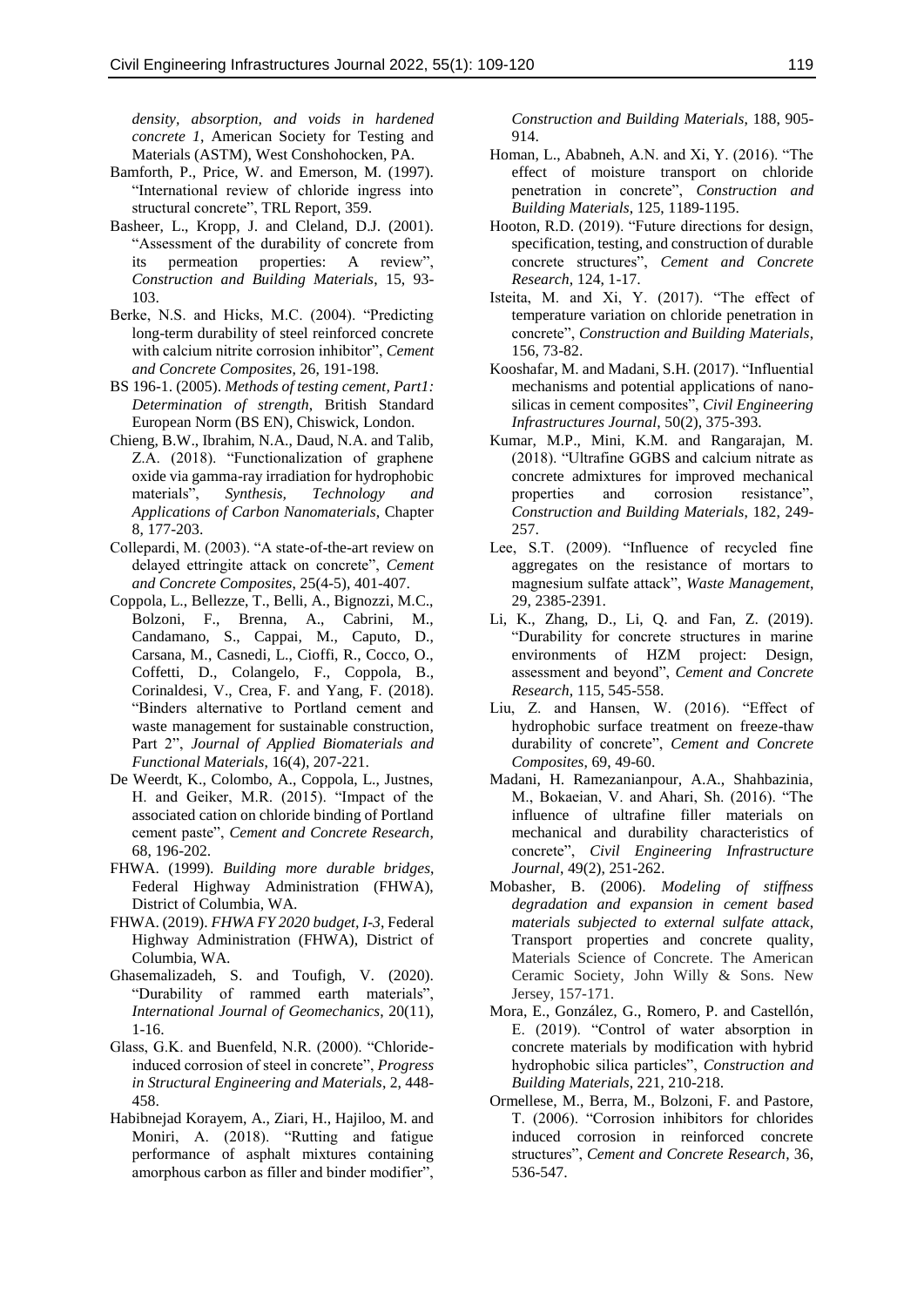*density, absorption, and voids in hardened concrete 1*, American Society for Testing and Materials (ASTM), West Conshohocken, PA.

Bamforth, P., Price, W. and Emerson, M. (1997). "International review of chloride ingress into structural concrete", TRL Report, 359.

Basheer, L., Kropp, J. and Cleland, D.J. (2001). "Assessment of the durability of concrete from its permeation properties: A review", *Construction and Building Materials*, 15, 93-103.

Berke, N.S. and Hicks, M.C. (2004). "Predicting long-term durability of steel reinforced concrete with calcium nitrite corrosion inhibitor", *Cement and Concrete Composites*, 26, 191-198.

BS 196-1. (2005). *Methods of testing cement, Part1: Determination of strength*, British Standard European Norm (BS EN), Chiswick, London.

Chieng, B.W., Ibrahim, N.A., Daud, N.A. and Talib, Z.A. (2018). "Functionalization of graphene oxide via gamma-ray irradiation for hydrophobic materials", *Synthesis, Technology and Applications of Carbon Nanomaterials*, Chapter 8, 177-203.

Collepardi, M. (2003). "A state-of-the-art review on delayed ettringite attack on concrete", *Cement and Concrete Composites*, 25(4-5), 401-407.

Coppola, L., Bellezze, T., Belli, A., Bignozzi, M.C., Bolzoni, F., Brenna, A., Cabrini, M., Candamano, S., Cappai, M., Caputo, D., Carsana, M., Casnedi, L., Cioffi, R., Cocco, O., Coffetti, D., Colangelo, F., Coppola, B., Corinaldesi, V., Crea, F. and Yang, F. (2018). "Binders alternative to Portland cement and waste management for sustainable construction, Part 2", *Journal of Applied Biomaterials and Functional Materials*, 16(4), 207-221.

De Weerdt, K., Colombo, A., Coppola, L., Justnes, H. and Geiker, M.R. (2015). "Impact of the associated cation on chloride binding of Portland cement paste", *Cement and Concrete Research*, 68, 196-202.

FHWA. (1999). *Building more durable bridges*, Federal Highway Administration (FHWA), District of Columbia, WA.

FHWA. (2019). *FHWA FY 2020 budget, I-3*, Federal Highway Administration (FHWA), District of Columbia, WA.

Ghasemalizadeh, S. and Toufigh, V. (2020). "Durability of rammed earth materials", *International Journal of Geomechanics*, 20(11), 1-16.

Glass, G.K. and Buenfeld, N.R. (2000). "Chloride-induced corrosion of steel in concrete", *Progress in Structural Engineering and Materials*, 2, 448-458.

Habibnejad Korayem, A., Ziari, H., Hajiloo, M. and Moniri, A. (2018). "Rutting and fatigue performance of asphalt mixtures containing amorphous carbon as filler and binder modifier", *Construction and Building Materials*, 188, 905-914.

Homan, L., Ababneh, A.N. and Xi, Y. (2016). "The effect of moisture transport on chloride penetration in concrete", *Construction and Building Materials*, 125, 1189-1195.

Hooton, R.D. (2019). "Future directions for design, specification, testing, and construction of durable concrete structures", *Cement and Concrete Research*, 124, 1-17.

Isteita, M. and Xi, Y. (2017). "The effect of temperature variation on chloride penetration in concrete", *Construction and Building Materials*, 156, 73-82.

Kooshafar, M. and Madani, S.H. (2017). "Influential mechanisms and potential applications of nano-silicas in cement composites", *Civil Engineering Infrastructures Journal*, 50(2), 375-393.

Kumar, M.P., Mini, K.M. and Rangarajan, M. (2018). "Ultrafine GGBS and calcium nitrate as concrete admixtures for improved mechanical properties and corrosion resistance", *Construction and Building Materials*, 182, 249-257.

Lee, S.T. (2009). "Influence of recycled fine aggregates on the resistance of mortars to magnesium sulfate attack", *Waste Management*, 29, 2385-2391.

Li, K., Zhang, D., Li, Q. and Fan, Z. (2019). "Durability for concrete structures in marine environments of HZM project: Design, assessment and beyond", *Cement and Concrete Research*, 115, 545-558.

Liu, Z. and Hansen, W. (2016). "Effect of hydrophobic surface treatment on freeze-thaw durability of concrete", *Cement and Concrete Composites*, 69, 49-60.

Madani, H. Ramezanianpour, A.A., Shahbazinia, M., Bokaeian, V. and Ahari, Sh. (2016). "The influence of ultrafine filler materials on mechanical and durability characteristics of concrete", *Civil Engineering Infrastructure Journal*, 49(2), 251-262.

Mobasher, B. (2006). *Modeling of stiffness degradation and expansion in cement based materials subjected to external sulfate attack*, Transport properties and concrete quality, Materials Science of Concrete. The American Ceramic Society, John Willy & Sons. New Jersey, 157-171.

Mora, E., González, G., Romero, P. and Castellón, E. (2019). "Control of water absorption in concrete materials by modification with hybrid hydrophobic silica particles", *Construction and Building Materials*, 221, 210-218.

Ormellese, M., Berra, M., Bolzoni, F. and Pastore, T. (2006). "Corrosion inhibitors for chlorides induced corrosion in reinforced concrete structures", *Cement and Concrete Research*, 36, 536-547.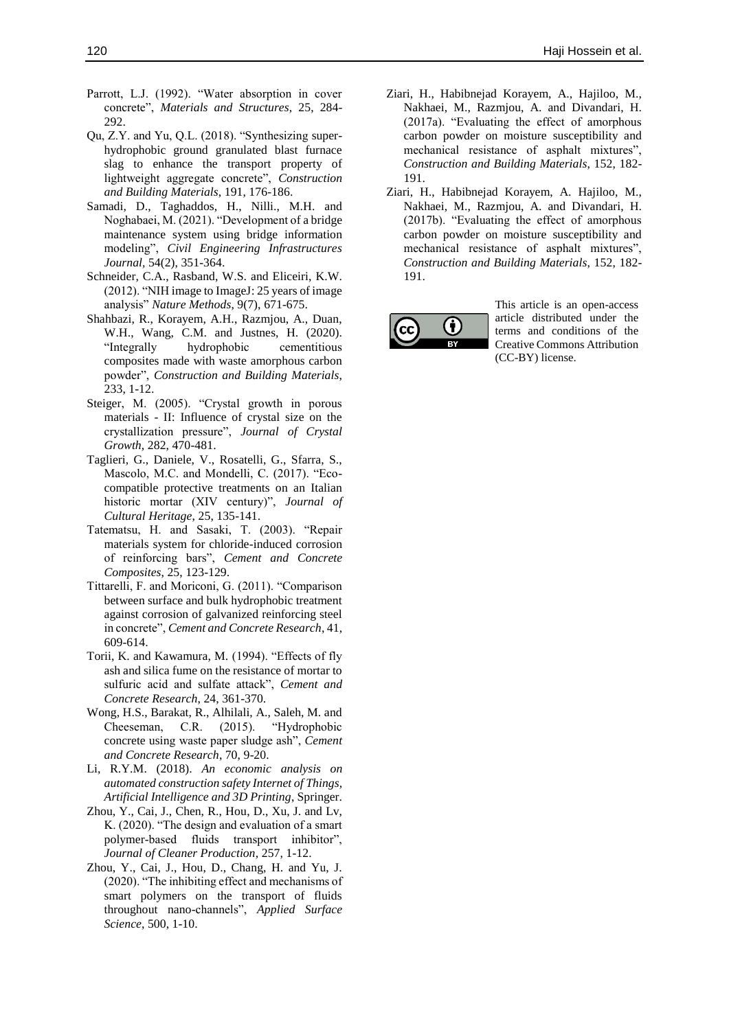Parrott, L.J. (1992). "Water absorption in cover concrete", *Materials and Structures*, 25, 284-292.

Qu, Z.Y. and Yu, Q.L. (2018). "Synthesizing super-hydrophobic ground granulated blast furnace slag to enhance the transport property of lightweight aggregate concrete", *Construction and Building Materials*, 191, 176-186.

Samadi, D., Taghaddos, H., Nilli., M.H. and Noghabaei, M. (2021). "Development of a bridge maintenance system using bridge information modeling", *Civil Engineering Infrastructures Journal*, 54(2), 351-364.

Schneider, C.A., Rasband, W.S. and Eliceiri, K.W. (2012). "NIH image to ImageJ: 25 years of image analysis" *Nature Methods*, 9(7), 671-675.

Shahbazi, R., Korayem, A.H., Razmjou, A., Duan, W.H., Wang, C.M. and Justnes, H. (2020). "Integrally hydrophobic cementitious composites made with waste amorphous carbon powder", *Construction and Building Materials*, 233, 1-12.

Steiger, M. (2005). "Crystal growth in porous materials - II: Influence of crystal size on the crystallization pressure", *Journal of Crystal Growth*, 282, 470-481.

Taglieri, G., Daniele, V., Rosatelli, G., Sfarra, S., Mascolo, M.C. and Mondelli, C. (2017). "Eco-compatible protective treatments on an Italian historic mortar (XIV century)", *Journal of Cultural Heritage*, 25, 135-141.

Tatematsu, H. and Sasaki, T. (2003). "Repair materials system for chloride-induced corrosion of reinforcing bars", *Cement and Concrete Composites*, 25, 123-129.

Tittarelli, F. and Moriconi, G. (2011). "Comparison between surface and bulk hydrophobic treatment against corrosion of galvanized reinforcing steel in concrete", *Cement and Concrete Research*, 41, 609-614.

Torii, K. and Kawamura, M. (1994). "Effects of fly ash and silica fume on the resistance of mortar to sulfuric acid and sulfate attack", *Cement and Concrete Research*, 24, 361-370.

Wong, H.S., Barakat, R., Alhilali, A., Saleh, M. and Cheeseman, C.R. (2015). "Hydrophobic concrete using waste paper sludge ash", *Cement and Concrete Research*, 70, 9-20.

Li, R.Y.M. (2018). *An economic analysis on automated construction safety Internet of Things, Artificial Intelligence and 3D Printing*, Springer.

Zhou, Y., Cai, J., Chen, R., Hou, D., Xu, J. and Lv, K. (2020). "The design and evaluation of a smart polymer-based fluids transport inhibitor", *Journal of Cleaner Production*, 257, 1-12.

Zhou, Y., Cai, J., Hou, D., Chang, H. and Yu, J. (2020). "The inhibiting effect and mechanisms of smart polymers on the transport of fluids throughout nano-channels", *Applied Surface Science*, 500, 1-10.

Ziari, H., Habibnejad Korayem, A., Hajiloo, M., Nakhaei, M., Razmjou, A. and Divandari, H. (2017a). "Evaluating the effect of amorphous carbon powder on moisture susceptibility and mechanical resistance of asphalt mixtures", *Construction and Building Materials*, 152, 182-191.

Ziari, H., Habibnejad Korayem, A. Hajiloo, M., Nakhaei, M., Razmjou, A. and Divandari, H. (2017b). "Evaluating the effect of amorphous carbon powder on moisture susceptibility and mechanical resistance of asphalt mixtures", *Construction and Building Materials*, 152, 182-191.

This article is an open-access article distributed under the terms and conditions of the Creative Commons Attribution (CC-BY) license.